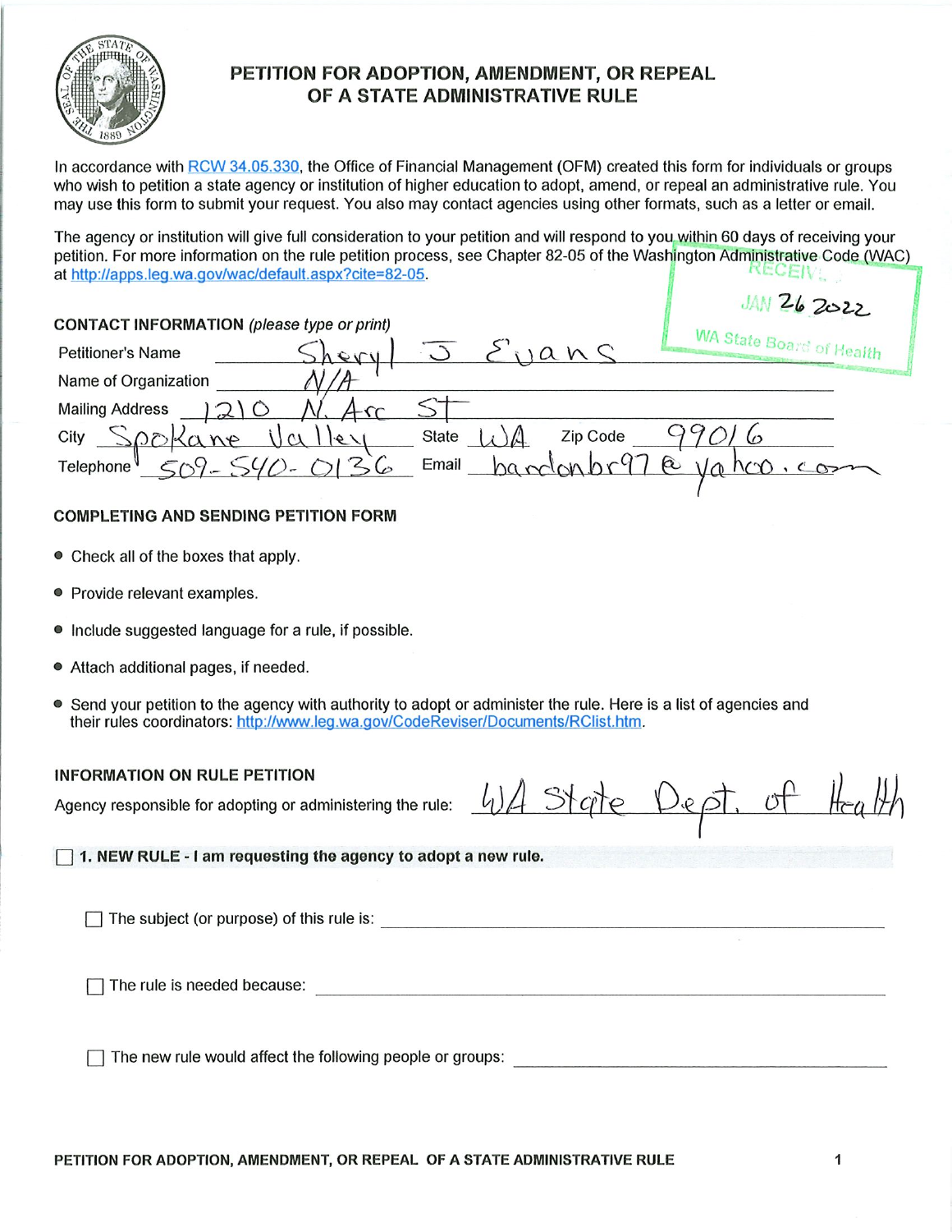# PETITION FOR ADOPTION, AMENDMENT, OR REPEAL OF A STATE ADMINISTRATIVE RULE

In accordance with RCW 34.05.330, the Office of Financial Management (OFM) created this form for individuals or groups who wish to petition a state agency or institution of higher education to adopt, amend, or repeal an administrative rule. You may use this form to submit your request. You also may contact agencies using other formats, such as a letter or email.

The agency or institution will give full consideration to your petition and will respond to you within 60 days of receiving your petition. For more information on the rule petition process, see Chapter 82-05 of the Washington Administrative Code (WAC) at http://apps.leg.wa.gov/wac/default.aspx?cite=82-05.

RECEIVED
JAN 26 2022
WA State Board of Health

## CONTACT INFORMATION *(please type or print)*

Petitioner's Name: Sheryl J Evans

Name of Organization: N/A

Mailing Address: 1210 N. Arc St

City: Spokane Valley State: WA Zip Code: 99016

Telephone: 509-540-0136 Email: bardonbr97@yahoo.com

## COMPLETING AND SENDING PETITION FORM

- Check all of the boxes that apply.
- Provide relevant examples.
- Include suggested language for a rule, if possible.
- Attach additional pages, if needed.
- Send your petition to the agency with authority to adopt or administer the rule. Here is a list of agencies and their rules coordinators: http://www.leg.wa.gov/CodeReviser/Documents/RClist.htm.

## INFORMATION ON RULE PETITION

Agency responsible for adopting or administering the rule: WA State Dept. of Health

☐ **1. NEW RULE - I am requesting the agency to adopt a new rule.**

☐ The subject (or purpose) of this rule is: \_\_\_\_\_\_\_\_\_\_\_\_\_\_\_\_

☐ The rule is needed because: \_\_\_\_\_\_\_\_\_\_\_\_\_\_\_\_

☐ The new rule would affect the following people or groups: \_\_\_\_\_\_\_\_\_\_\_\_\_\_\_\_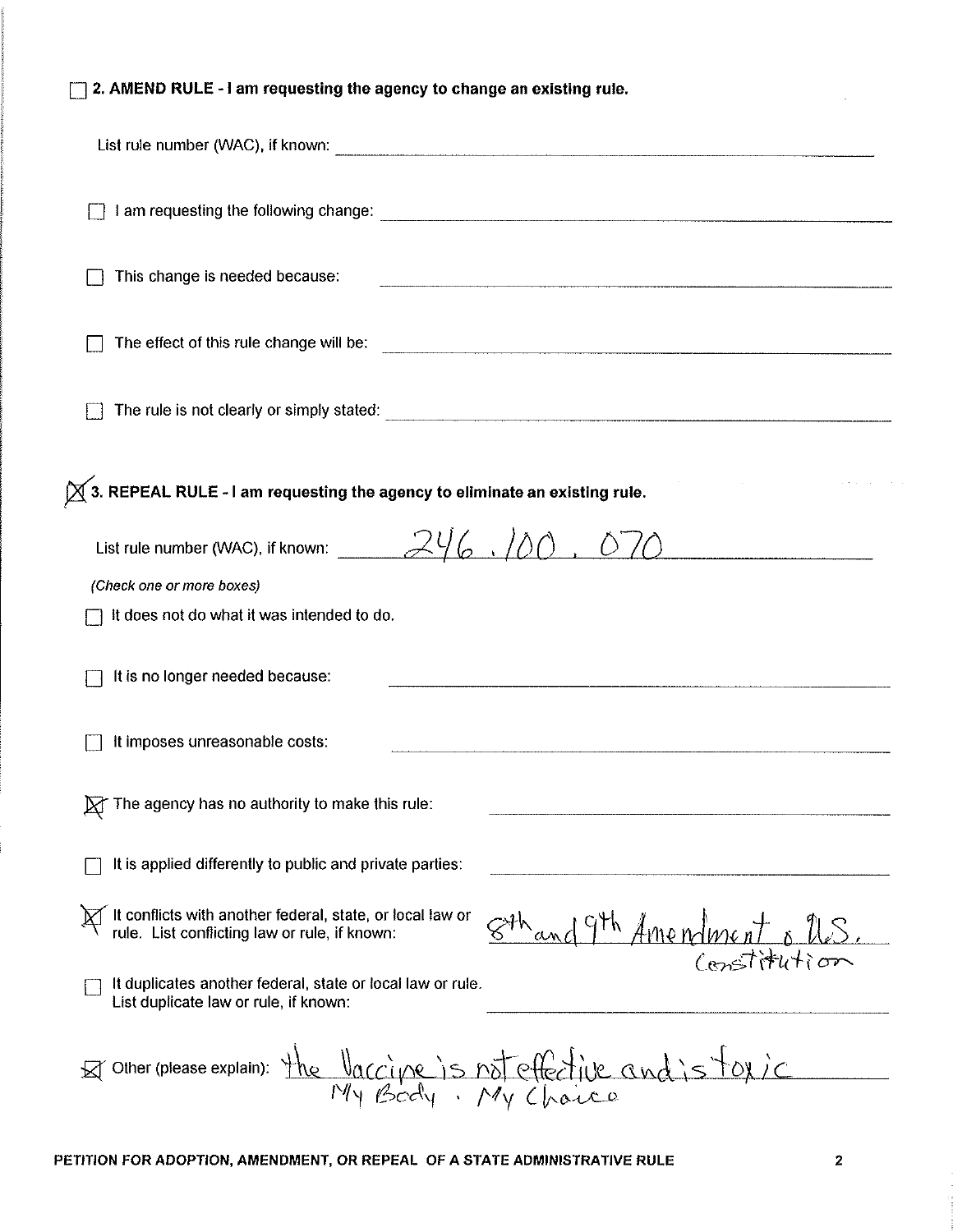☐ **2. AMEND RULE - I am requesting the agency to change an existing rule.**

List rule number (WAC), if known: ______________________

☐ I am requesting the following change: ______________________

☐ This change is needed because: ______________________

☐ The effect of this rule change will be: ______________________

☐ The rule is not clearly or simply stated: ______________________

☒ **3. REPEAL RULE - I am requesting the agency to eliminate an existing rule.**

List rule number (WAC), if known: 246.100.070

*(Check one or more boxes)*

☐ It does not do what it was intended to do.

☐ It is no longer needed because: ______________________

☐ It imposes unreasonable costs: ______________________

☒ The agency has no authority to make this rule: ______________________

☐ It is applied differently to public and private parties: ______________________

☒ It conflicts with another federal, state, or local law or rule. List conflicting law or rule, if known: 8th and 9th Amendment o U.S. Constitution

☐ It duplicates another federal, state or local law or rule. List duplicate law or rule, if known: ______________________

☒ Other (please explain): the Vaccine is not effective and is toxic My Body. My Choice

**PETITION FOR ADOPTION, AMENDMENT, OR REPEAL OF A STATE ADMINISTRATIVE RULE**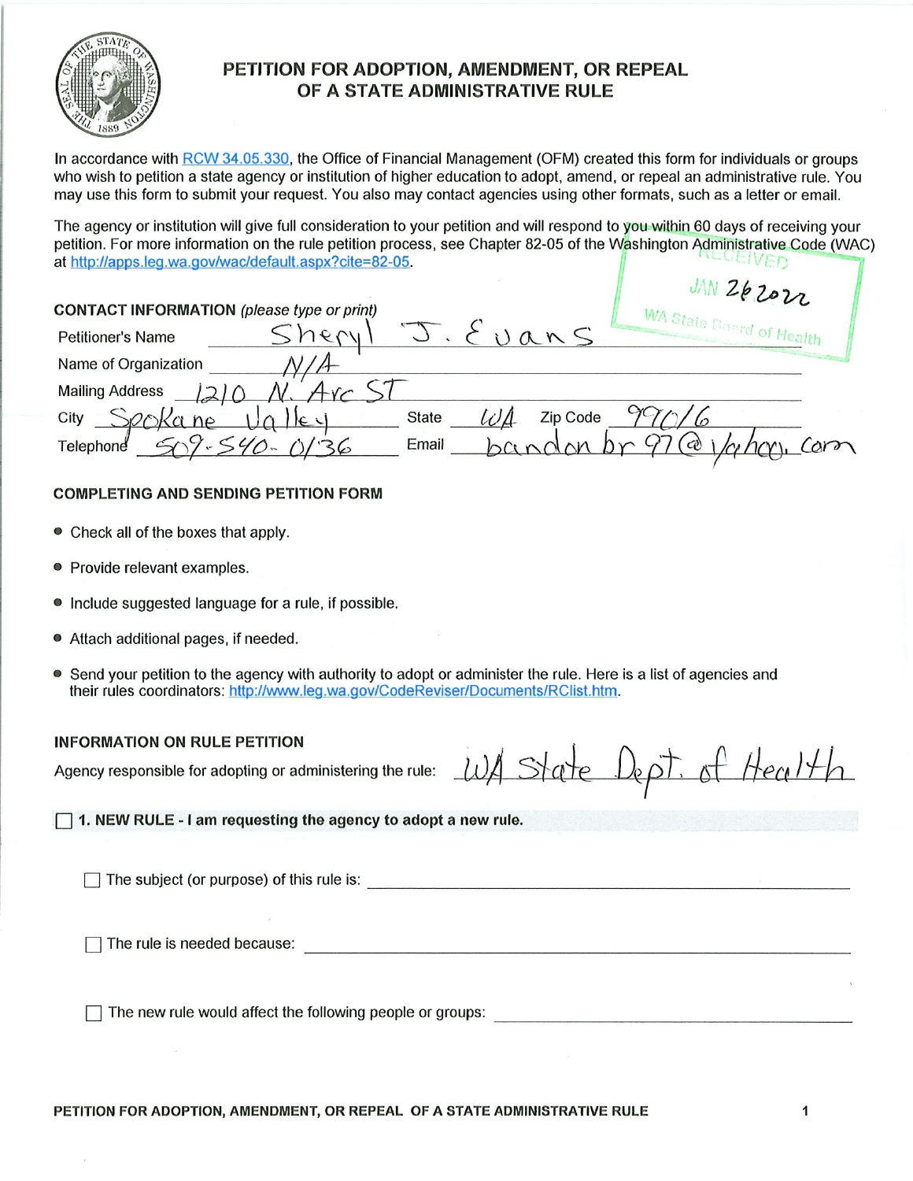# PETITION FOR ADOPTION, AMENDMENT, OR REPEAL OF A STATE ADMINISTRATIVE RULE

In accordance with RCW 34.05.330, the Office of Financial Management (OFM) created this form for individuals or groups who wish to petition a state agency or institution of higher education to adopt, amend, or repeal an administrative rule. You may use this form to submit your request. You also may contact agencies using other formats, such as a letter or email.

The agency or institution will give full consideration to your petition and will respond to you within 60 days of receiving your petition. For more information on the rule petition process, see Chapter 82-05 of the Washington Administrative Code (WAC) at http://apps.leg.wa.gov/wac/default.aspx?cite=82-05.

RECEIVED
JAN 26 2022
WA State Board of Health

## CONTACT INFORMATION *(please type or print)*

Petitioner's Name: Sheryl J. Evans

Name of Organization: N/A

Mailing Address: 1210 N. Arc ST

City: Spokane Valley State: WA Zip Code: 99016

Telephone: 509-540-0136 Email: bandonbr97@yahoo.com

## COMPLETING AND SENDING PETITION FORM

- Check all of the boxes that apply.
- Provide relevant examples.
- Include suggested language for a rule, if possible.
- Attach additional pages, if needed.
- Send your petition to the agency with authority to adopt or administer the rule. Here is a list of agencies and their rules coordinators: http://www.leg.wa.gov/CodeReviser/Documents/RClist.htm.

## INFORMATION ON RULE PETITION

Agency responsible for adopting or administering the rule: WA State Dept. of Health

☐ **1. NEW RULE - I am requesting the agency to adopt a new rule.**

☐ The subject (or purpose) of this rule is: ______

☐ The rule is needed because: ______

☐ The new rule would affect the following people or groups: ______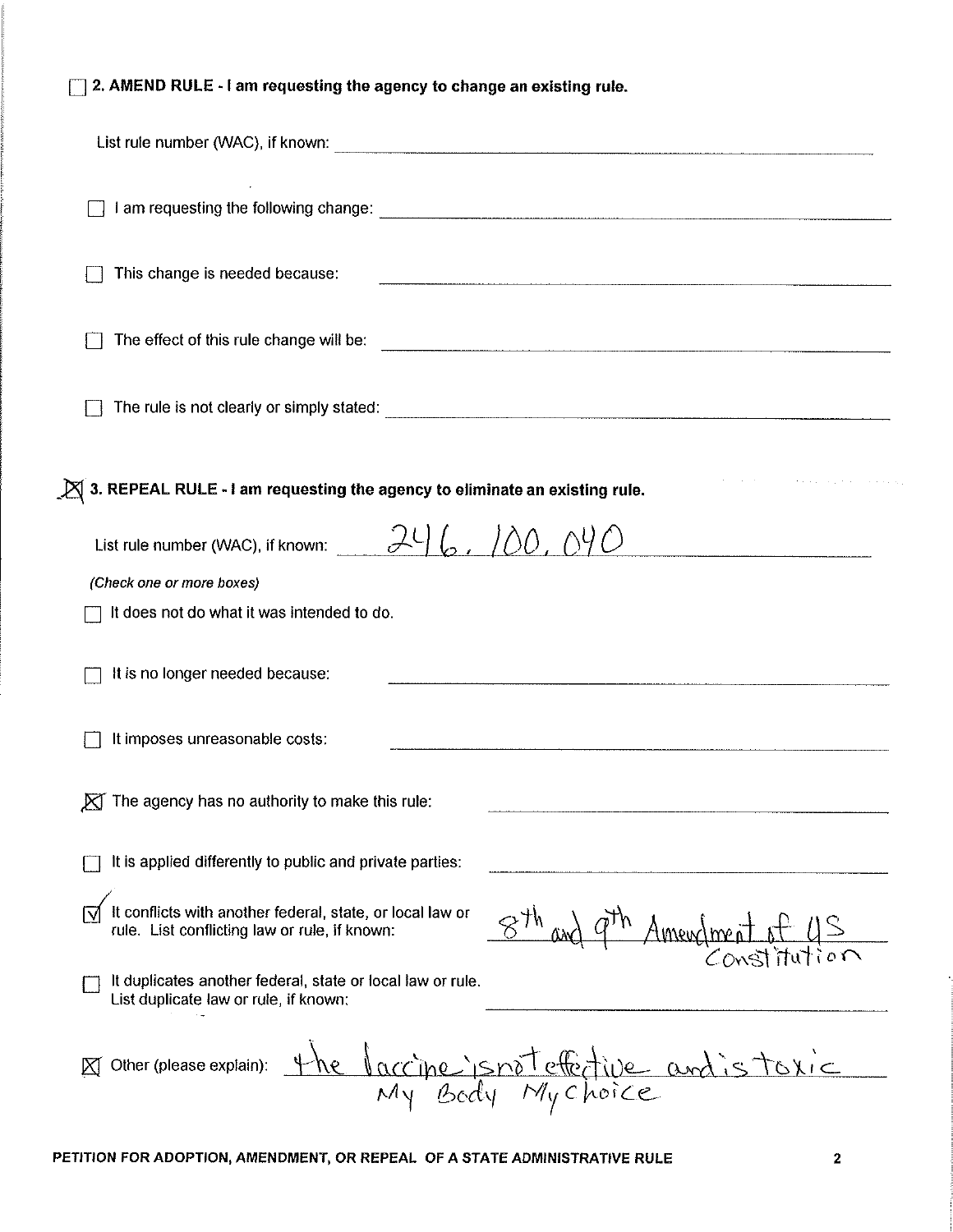☐ **2. AMEND RULE - I am requesting the agency to change an existing rule.**

List rule number (WAC), if known: ____________________

☐ I am requesting the following change: ____________________

☐ This change is needed because: ____________________

☐ The effect of this rule change will be: ____________________

☐ The rule is not clearly or simply stated: ____________________

☒ **3. REPEAL RULE - I am requesting the agency to eliminate an existing rule.**

List rule number (WAC), if known: 246.100.040

*(Check one or more boxes)*

☐ It does not do what it was intended to do.

☐ It is no longer needed because: ____________________

☐ It imposes unreasonable costs: ____________________

☒ The agency has no authority to make this rule: ____________________

☐ It is applied differently to public and private parties: ____________________

☑ It conflicts with another federal, state, or local law or rule. List conflicting law or rule, if known: 8th and 9th Amendment of US Constitution

☐ It duplicates another federal, state or local law or rule. List duplicate law or rule, if known: ____________________

☒ Other (please explain): the vaccine is not effective and is toxic My Body My Choice

**PETITION FOR ADOPTION, AMENDMENT, OR REPEAL OF A STATE ADMINISTRATIVE RULE**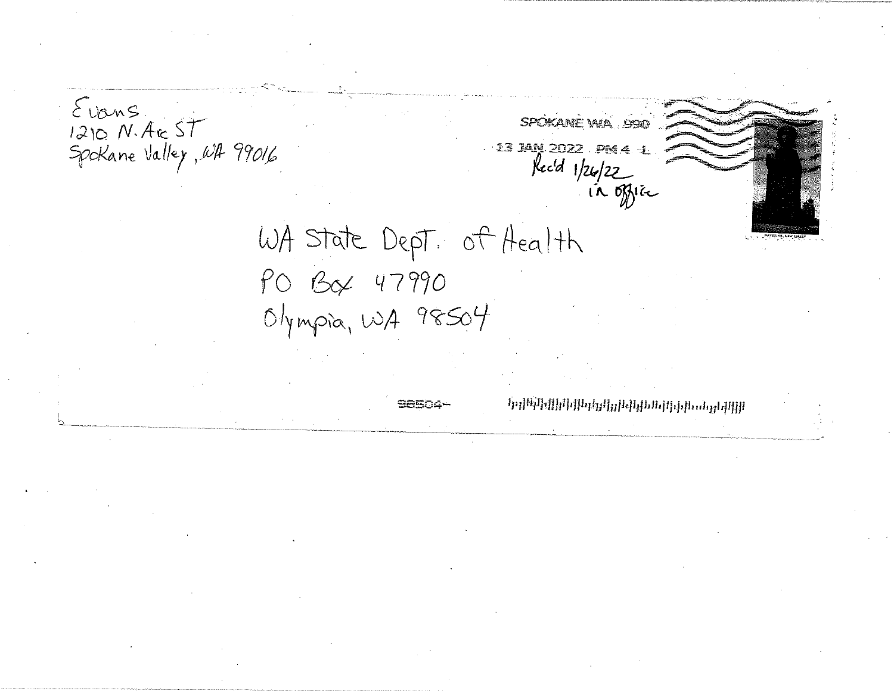Evans
1210 N. Arc ST
Spokane Valley, WA 99016

SPOKANE WA 990
13 JAN 2022 PM 4 L

Rec'd 1/26/22
in office

WA State Dept. of Health
PO Box 47990
Olympia, WA 98504

98504-